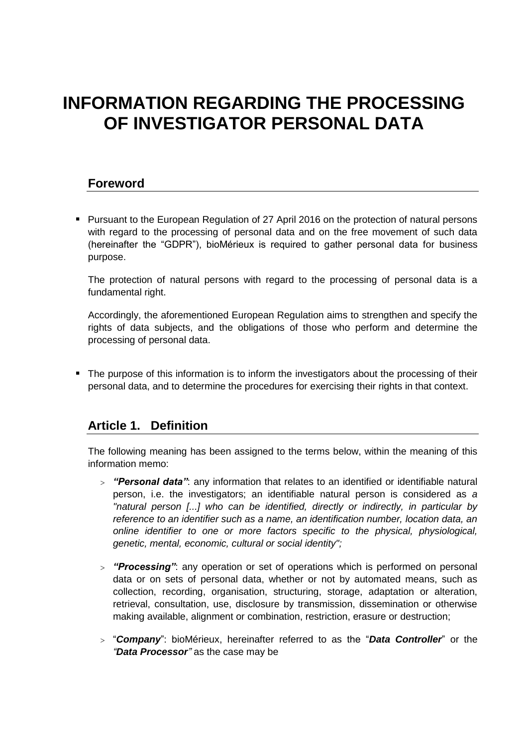# INFORMATION REGARDING THE PROCESSING OF INVESTIGATOR PERSONAL DATA

## Foreword

- Pursuant to the European Regulation of 27 April 2016 on the protection of natural persons with regard to the processing of personal data and on the free movement of such data (hereinafter the "GDPR"), bioMérieux is required to gather personal data for business purpose.

  The protection of natural persons with regard to the processing of personal data is a fundamental right.

  Accordingly, the aforementioned European Regulation aims to strengthen and specify the rights of data subjects, and the obligations of those who perform and determine the processing of personal data.

- The purpose of this information is to inform the investigators about the processing of their personal data, and to determine the procedures for exercising their rights in that context.

## Article 1. Definition

The following meaning has been assigned to the terms below, within the meaning of this information memo:

> ***"Personal data"***: any information that relates to an identified or identifiable natural person, i.e. the investigators; an identifiable natural person is considered as *a "natural person [...] who can be identified, directly or indirectly, in particular by reference to an identifier such as a name, an identification number, location data, an online identifier to one or more factors specific to the physical, physiological, genetic, mental, economic, cultural or social identity";*

> ***"Processing"***: any operation or set of operations which is performed on personal data or on sets of personal data, whether or not by automated means, such as collection, recording, organisation, structuring, storage, adaptation or alteration, retrieval, consultation, use, disclosure by transmission, dissemination or otherwise making available, alignment or combination, restriction, erasure or destruction;

> "***Company***": bioMérieux, hereinafter referred to as the "***Data Controller***" or the ***"Data Processor"*** as the case may be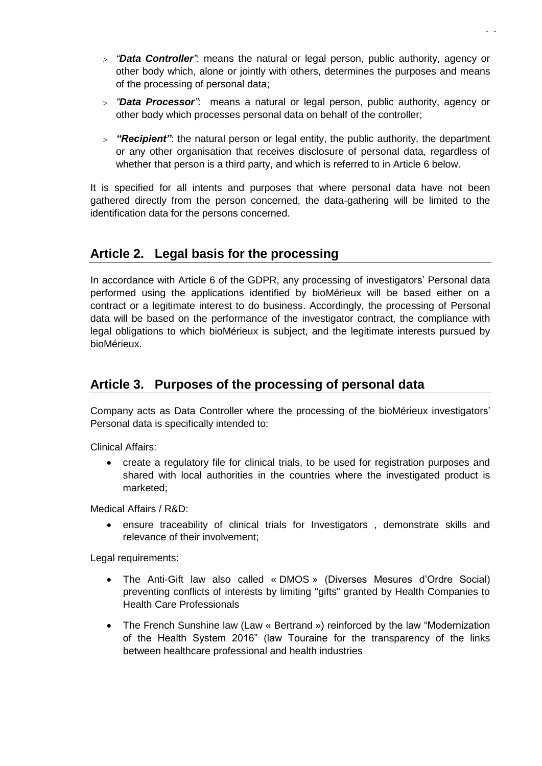- *"**Data Controller**"*: means the natural or legal person, public authority, agency or other body which, alone or jointly with others, determines the purposes and means of the processing of personal data;
- *"**Data Processor**"*: means a natural or legal person, public authority, agency or other body which processes personal data on behalf of the controller;
- ***"Recipient"***: the natural person or legal entity, the public authority, the department or any other organisation that receives disclosure of personal data, regardless of whether that person is a third party, and which is referred to in Article 6 below.

It is specified for all intents and purposes that where personal data have not been gathered directly from the person concerned, the data-gathering will be limited to the identification data for the persons concerned.

## Article 2. Legal basis for the processing

In accordance with Article 6 of the GDPR, any processing of investigators' Personal data performed using the applications identified by bioMérieux will be based either on a contract or a legitimate interest to do business. Accordingly, the processing of Personal data will be based on the performance of the investigator contract, the compliance with legal obligations to which bioMérieux is subject, and the legitimate interests pursued by bioMérieux.

## Article 3. Purposes of the processing of personal data

Company acts as Data Controller where the processing of the bioMérieux investigators' Personal data is specifically intended to:

Clinical Affairs:

- create a regulatory file for clinical trials, to be used for registration purposes and shared with local authorities in the countries where the investigated product is marketed;

Medical Affairs / R&D:

- ensure traceability of clinical trials for Investigators , demonstrate skills and relevance of their involvement;

Legal requirements:

- The Anti-Gift law also called « DMOS » (Diverses Mesures d'Ordre Social) preventing conflicts of interests by limiting "gifts" granted by Health Companies to Health Care Professionals
- The French Sunshine law (Law « Bertrand ») reinforced by the law "Modernization of the Health System 2016" (law Touraine for the transparency of the links between healthcare professional and health industries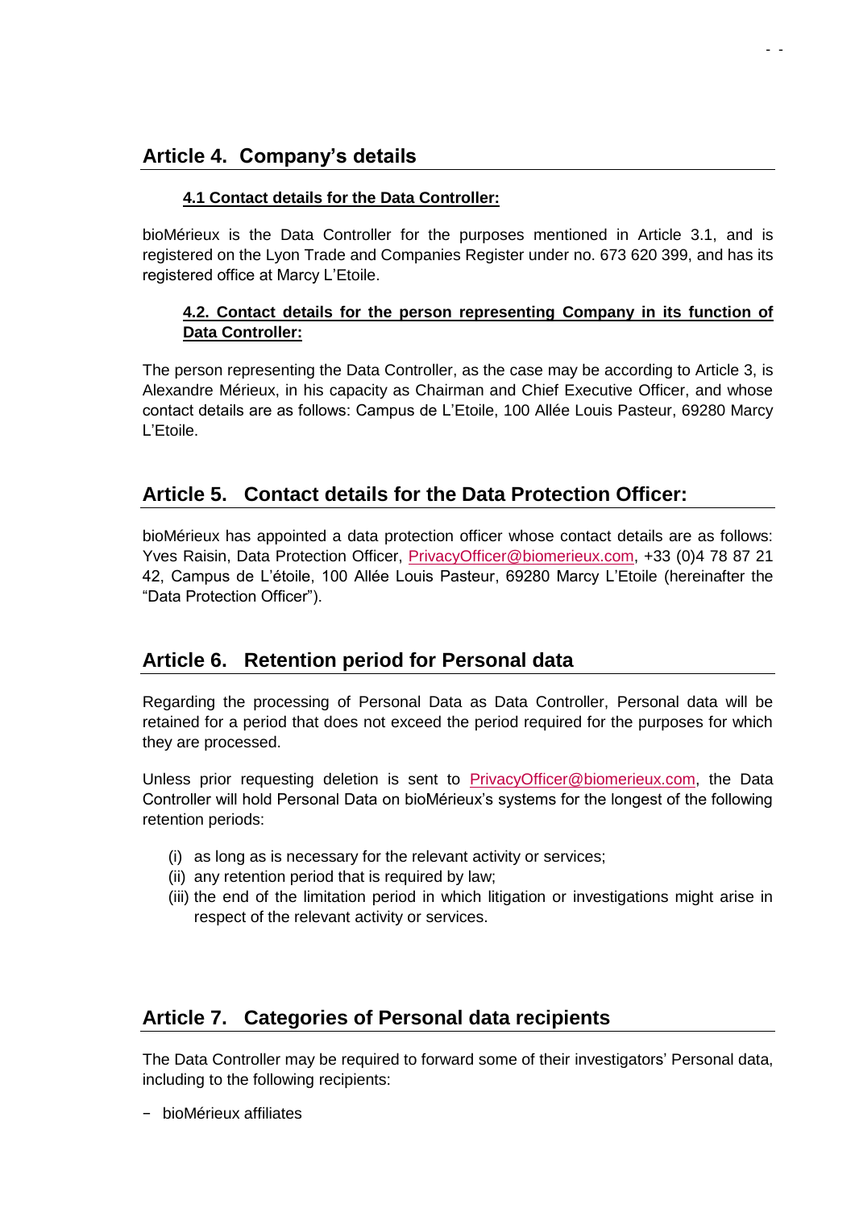## Article 4. Company's details

### 4.1 Contact details for the Data Controller:

bioMérieux is the Data Controller for the purposes mentioned in Article 3.1, and is registered on the Lyon Trade and Companies Register under no. 673 620 399, and has its registered office at Marcy L'Etoile.

### 4.2. Contact details for the person representing Company in its function of Data Controller:

The person representing the Data Controller, as the case may be according to Article 3, is Alexandre Mérieux, in his capacity as Chairman and Chief Executive Officer, and whose contact details are as follows: Campus de L'Etoile, 100 Allée Louis Pasteur, 69280 Marcy L'Etoile.

## Article 5. Contact details for the Data Protection Officer:

bioMérieux has appointed a data protection officer whose contact details are as follows: Yves Raisin, Data Protection Officer, PrivacyOfficer@biomerieux.com, +33 (0)4 78 87 21 42, Campus de L'étoile, 100 Allée Louis Pasteur, 69280 Marcy L'Etoile (hereinafter the "Data Protection Officer").

## Article 6. Retention period for Personal data

Regarding the processing of Personal Data as Data Controller, Personal data will be retained for a period that does not exceed the period required for the purposes for which they are processed.

Unless prior requesting deletion is sent to PrivacyOfficer@biomerieux.com, the Data Controller will hold Personal Data on bioMérieux's systems for the longest of the following retention periods:

(i) as long as is necessary for the relevant activity or services;
(ii) any retention period that is required by law;
(iii) the end of the limitation period in which litigation or investigations might arise in respect of the relevant activity or services.

## Article 7. Categories of Personal data recipients

The Data Controller may be required to forward some of their investigators' Personal data, including to the following recipients:

- bioMérieux affiliates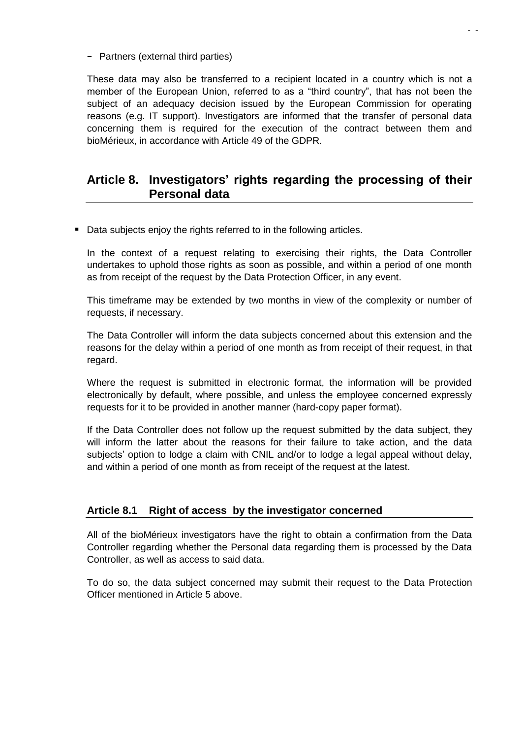− Partners (external third parties)

These data may also be transferred to a recipient located in a country which is not a member of the European Union, referred to as a "third country", that has not been the subject of an adequacy decision issued by the European Commission for operating reasons (e.g. IT support). Investigators are informed that the transfer of personal data concerning them is required for the execution of the contract between them and bioMérieux, in accordance with Article 49 of the GDPR.

## Article 8. Investigators' rights regarding the processing of their Personal data

- Data subjects enjoy the rights referred to in the following articles.

  In the context of a request relating to exercising their rights, the Data Controller undertakes to uphold those rights as soon as possible, and within a period of one month as from receipt of the request by the Data Protection Officer, in any event.

  This timeframe may be extended by two months in view of the complexity or number of requests, if necessary.

  The Data Controller will inform the data subjects concerned about this extension and the reasons for the delay within a period of one month as from receipt of their request, in that regard.

  Where the request is submitted in electronic format, the information will be provided electronically by default, where possible, and unless the employee concerned expressly requests for it to be provided in another manner (hard-copy paper format).

  If the Data Controller does not follow up the request submitted by the data subject, they will inform the latter about the reasons for their failure to take action, and the data subjects' option to lodge a claim with CNIL and/or to lodge a legal appeal without delay, and within a period of one month as from receipt of the request at the latest.

### Article 8.1 Right of access by the investigator concerned

All of the bioMérieux investigators have the right to obtain a confirmation from the Data Controller regarding whether the Personal data regarding them is processed by the Data Controller, as well as access to said data.

To do so, the data subject concerned may submit their request to the Data Protection Officer mentioned in Article 5 above.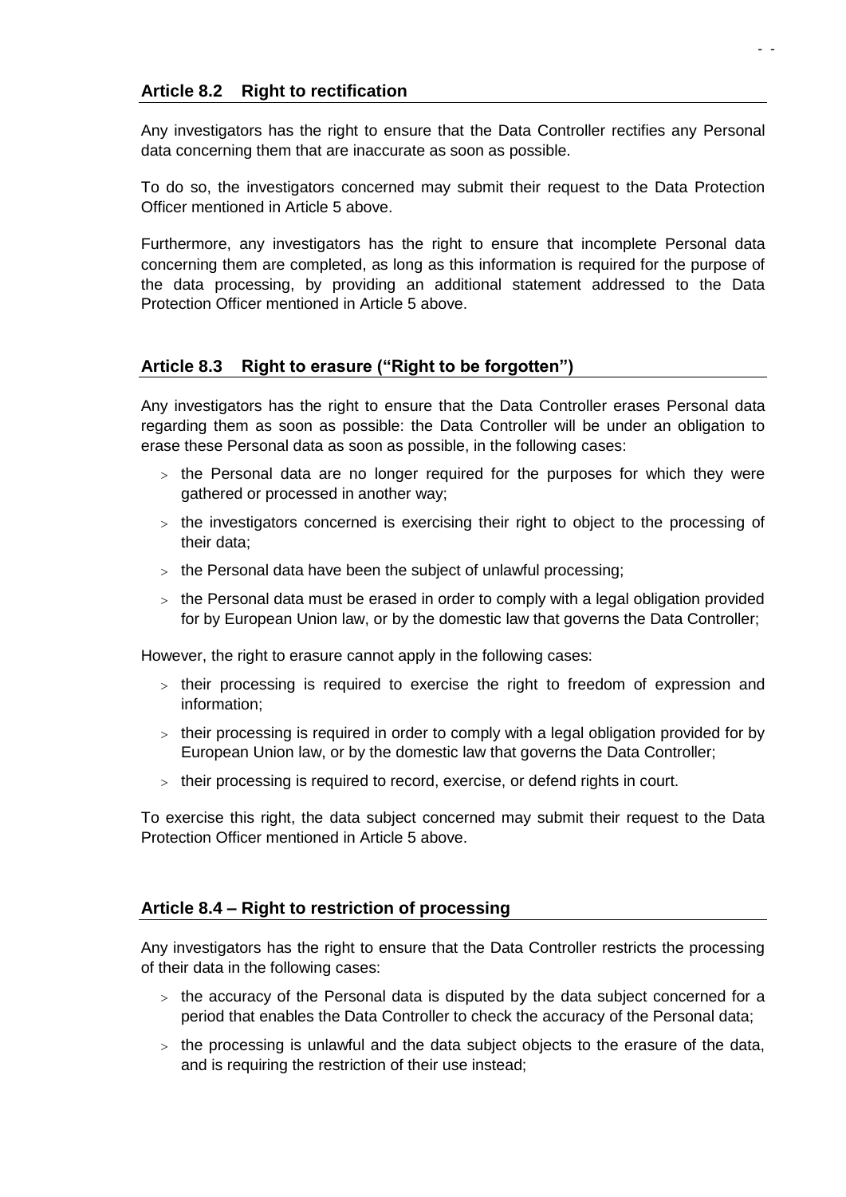## Article 8.2 Right to rectification

Any investigators has the right to ensure that the Data Controller rectifies any Personal data concerning them that are inaccurate as soon as possible.

To do so, the investigators concerned may submit their request to the Data Protection Officer mentioned in Article 5 above.

Furthermore, any investigators has the right to ensure that incomplete Personal data concerning them are completed, as long as this information is required for the purpose of the data processing, by providing an additional statement addressed to the Data Protection Officer mentioned in Article 5 above.

## Article 8.3 Right to erasure ("Right to be forgotten")

Any investigators has the right to ensure that the Data Controller erases Personal data regarding them as soon as possible: the Data Controller will be under an obligation to erase these Personal data as soon as possible, in the following cases:

- the Personal data are no longer required for the purposes for which they were gathered or processed in another way;
- the investigators concerned is exercising their right to object to the processing of their data;
- the Personal data have been the subject of unlawful processing;
- the Personal data must be erased in order to comply with a legal obligation provided for by European Union law, or by the domestic law that governs the Data Controller;

However, the right to erasure cannot apply in the following cases:

- their processing is required to exercise the right to freedom of expression and information;
- their processing is required in order to comply with a legal obligation provided for by European Union law, or by the domestic law that governs the Data Controller;
- their processing is required to record, exercise, or defend rights in court.

To exercise this right, the data subject concerned may submit their request to the Data Protection Officer mentioned in Article 5 above.

## Article 8.4 – Right to restriction of processing

Any investigators has the right to ensure that the Data Controller restricts the processing of their data in the following cases:

- the accuracy of the Personal data is disputed by the data subject concerned for a period that enables the Data Controller to check the accuracy of the Personal data;
- the processing is unlawful and the data subject objects to the erasure of the data, and is requiring the restriction of their use instead;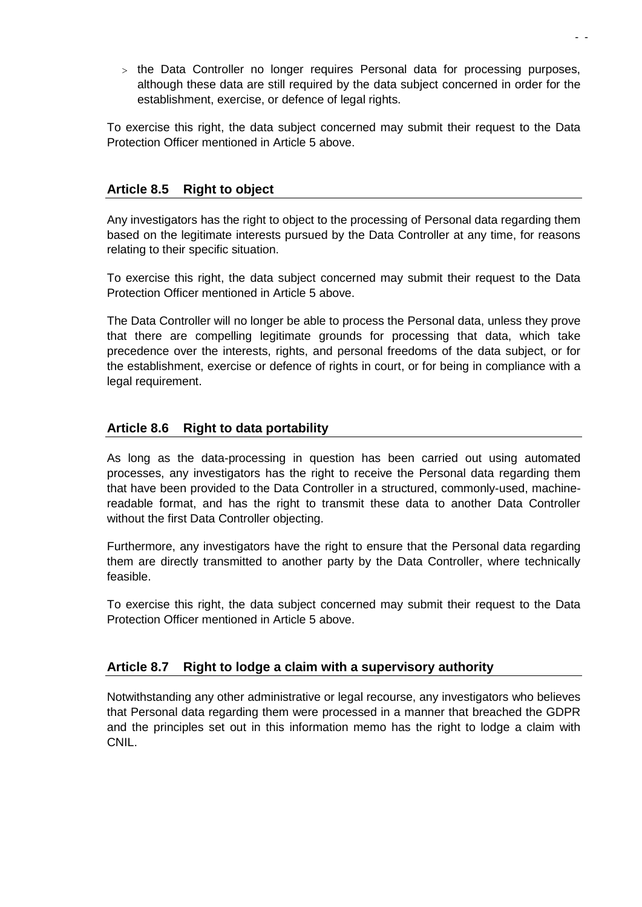- the Data Controller no longer requires Personal data for processing purposes, although these data are still required by the data subject concerned in order for the establishment, exercise, or defence of legal rights.

To exercise this right, the data subject concerned may submit their request to the Data Protection Officer mentioned in Article 5 above.

### Article 8.5 Right to object

Any investigators has the right to object to the processing of Personal data regarding them based on the legitimate interests pursued by the Data Controller at any time, for reasons relating to their specific situation.

To exercise this right, the data subject concerned may submit their request to the Data Protection Officer mentioned in Article 5 above.

The Data Controller will no longer be able to process the Personal data, unless they prove that there are compelling legitimate grounds for processing that data, which take precedence over the interests, rights, and personal freedoms of the data subject, or for the establishment, exercise or defence of rights in court, or for being in compliance with a legal requirement.

### Article 8.6 Right to data portability

As long as the data-processing in question has been carried out using automated processes, any investigators has the right to receive the Personal data regarding them that have been provided to the Data Controller in a structured, commonly-used, machine-readable format, and has the right to transmit these data to another Data Controller without the first Data Controller objecting.

Furthermore, any investigators have the right to ensure that the Personal data regarding them are directly transmitted to another party by the Data Controller, where technically feasible.

To exercise this right, the data subject concerned may submit their request to the Data Protection Officer mentioned in Article 5 above.

### Article 8.7 Right to lodge a claim with a supervisory authority

Notwithstanding any other administrative or legal recourse, any investigators who believes that Personal data regarding them were processed in a manner that breached the GDPR and the principles set out in this information memo has the right to lodge a claim with CNIL.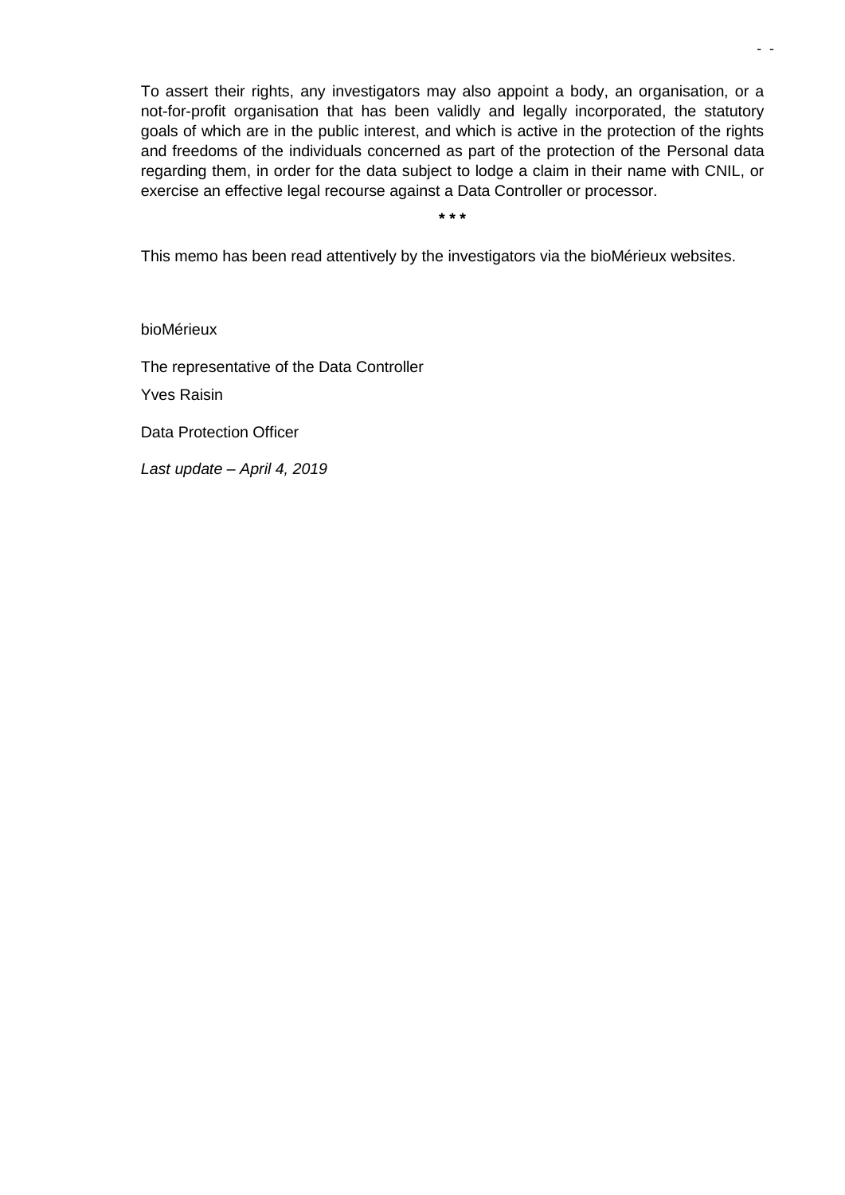To assert their rights, any investigators may also appoint a body, an organisation, or a not-for-profit organisation that has been validly and legally incorporated, the statutory goals of which are in the public interest, and which is active in the protection of the rights and freedoms of the individuals concerned as part of the protection of the Personal data regarding them, in order for the data subject to lodge a claim in their name with CNIL, or exercise an effective legal recourse against a Data Controller or processor.

\* \* \*

This memo has been read attentively by the investigators via the bioMérieux websites.

bioMérieux

The representative of the Data Controller

Yves Raisin

Data Protection Officer

*Last update – April 4, 2019*